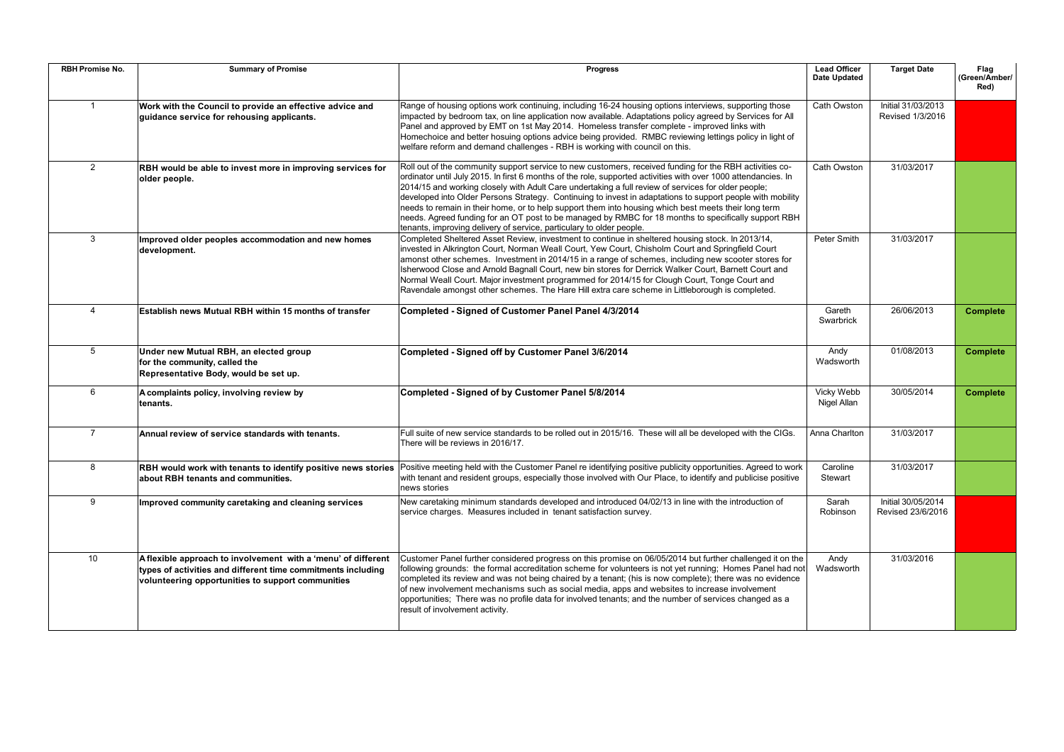| RBH Promise No. | Summary of Promise | Progress | Lead Officer Date Updated | Target Date | Flag (Green/Amber/ Red) |
|---|---|---|---|---|---|
| 1 | **Work with the Council to provide an effective advice and guidance service for rehousing applicants.** | Range of housing options work continuing, including 16-24 housing options interviews, supporting those impacted by bedroom tax, on line application now available. Adaptations policy agreed by Services for All Panel and approved by EMT on 1st May 2014. Homeless transfer complete - improved links with Homechoice and better hosuing options advice being provided. RMBC reviewing lettings policy in light of welfare reform and demand challenges - RBH is working with council on this. | Cath Owston | Initial 31/03/2013 Revised 1/3/2016 | |
| 2 | **RBH would be able to invest more in improving services for older people.** | Roll out of the community support service to new customers, received funding for the RBH activities co-ordinator until July 2015. In first 6 months of the role, supported activities with over 1000 attendancies. In 2014/15 and working closely with Adult Care undertaking a full review of services for older people; developed into Older Persons Strategy. Continuing to invest in adaptations to support people with mobility needs to remain in their home, or to help support them into housing which best meets their long term needs. Agreed funding for an OT post to be managed by RMBC for 18 months to specifically support RBH tenants, improving delivery of service, particulary to older people. | Cath Owston | 31/03/2017 | |
| 3 | **Improved older peoples accommodation and new homes development.** | Completed Sheltered Asset Review, investment to continue in sheltered housing stock. In 2013/14, invested in Alkrington Court, Norman Weall Court, Yew Court, Chisholm Court and Springfield Court amonst other schemes. Investment in 2014/15 in a range of schemes, including new scooter stores for Isherwood Close and Arnold Bagnall Court, new bin stores for Derrick Walker Court, Barnett Court and Normal Weall Court. Major investment programmed for 2014/15 for Clough Court, Tonge Court and Ravendale amongst other schemes. The Hare Hill extra care scheme in Littleborough is completed. | Peter Smith | 31/03/2017 | |
| 4 | **Establish news Mutual RBH within 15 months of transfer** | **Completed - Signed of Customer Panel Panel 4/3/2014** | Gareth Swarbrick | 26/06/2013 | **Complete** |
| 5 | **Under new Mutual RBH, an elected group for the community, called the Representative Body, would be set up.** | **Completed - Signed off by Customer Panel 3/6/2014** | Andy Wadsworth | 01/08/2013 | **Complete** |
| 6 | **A complaints policy, involving review by tenants.** | **Completed - Signed of by Customer Panel 5/8/2014** | Vicky Webb Nigel Allan | 30/05/2014 | **Complete** |
| 7 | **Annual review of service standards with tenants.** | Full suite of new service standards to be rolled out in 2015/16. These will all be developed with the CIGs. There will be reviews in 2016/17. | Anna Charlton | 31/03/2017 | |
| 8 | **RBH would work with tenants to identify positive news stories about RBH tenants and communities.** | Positive meeting held with the Customer Panel re identifying positive publicity opportunities. Agreed to work with tenant and resident groups, especially those involved with Our Place, to identify and publicise positive news stories | Caroline Stewart | 31/03/2017 | |
| 9 | **Improved community caretaking and cleaning services** | New caretaking minimum standards developed and introduced 04/02/13 in line with the introduction of service charges. Measures included in tenant satisfaction survey. | Sarah Robinson | Initial 30/05/2014 Revised 23/6/2016 | |
| 10 | **A flexible approach to involvement with a 'menu' of different types of activities and different time commitments including volunteering opportunities to support communities** | Customer Panel further considered progress on this promise on 06/05/2014 but further challenged it on the following grounds: the formal accreditation scheme for volunteers is not yet running; Homes Panel had not completed its review and was not being chaired by a tenant; (his is now complete); there was no evidence of new involvement mechanisms such as social media, apps and websites to increase involvement opportunities; There was no profile data for involved tenants; and the number of services changed as a result of involvement activity. | Andy Wadsworth | 31/03/2016 | |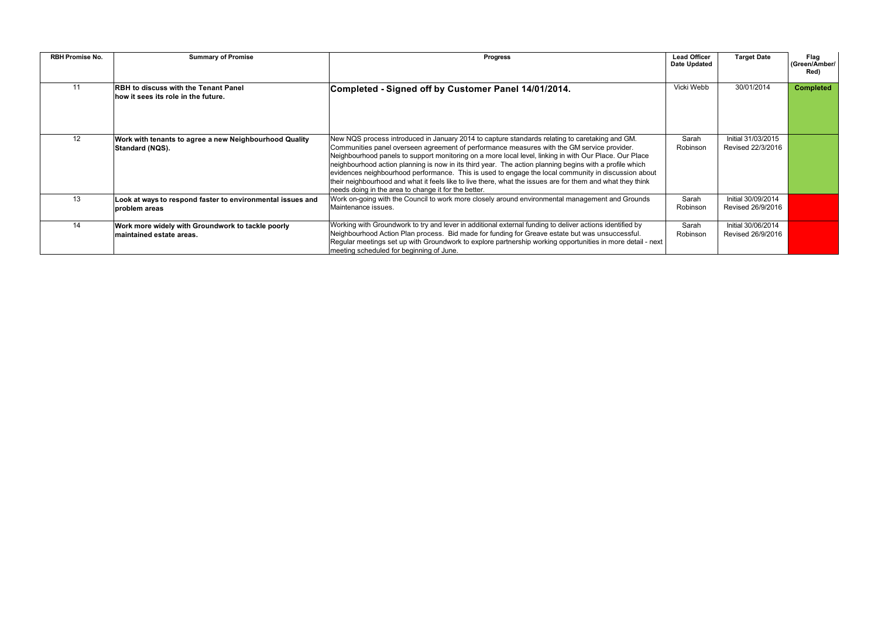| RBH Promise No. | Summary of Promise | Progress | Lead Officer Date Updated | Target Date | Flag (Green/Amber/ Red) |
|---|---|---|---|---|---|
| 11 | **RBH to discuss with the Tenant Panel how it sees its role in the future.** | **Completed - Signed off by Customer Panel 14/01/2014.** | Vicki Webb | 30/01/2014 | **Completed** |
| 12 | **Work with tenants to agree a new Neighbourhood Quality Standard (NQS).** | New NQS process introduced in January 2014 to capture standards relating to caretaking and GM. Communities panel overseen agreement of performance measures with the GM service provider. Neighbourhood panels to support monitoring on a more local level, linking in with Our Place. Our Place neighbourhood action planning is now in its third year. The action planning begins with a profile which evidences neighbourhood performance. This is used to engage the local community in discussion about their neighbourhood and what it feels like to live there, what the issues are for them and what they think needs doing in the area to change it for the better. | Sarah Robinson | Initial 31/03/2015 Revised 22/3/2016 | |
| 13 | **Look at ways to respond faster to environmental issues and problem areas** | Work on-going with the Council to work more closely around environmental management and Grounds Maintenance issues. | Sarah Robinson | Initial 30/09/2014 Revised 26/9/2016 | |
| 14 | **Work more widely with Groundwork to tackle poorly maintained estate areas.** | Working with Groundwork to try and lever in additional external funding to deliver actions identified by Neighbourhood Action Plan process. Bid made for funding for Greave estate but was unsuccessful. Regular meetings set up with Groundwork to explore partnership working opportunities in more detail - next meeting scheduled for beginning of June. | Sarah Robinson | Initial 30/06/2014 Revised 26/9/2016 | |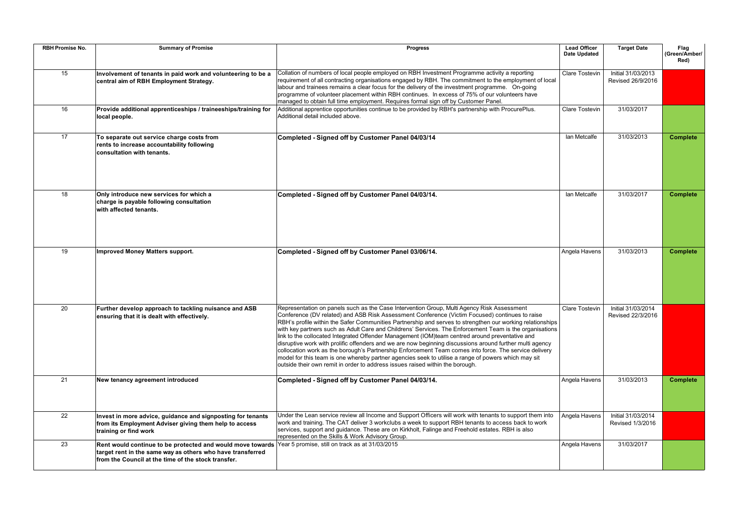| RBH Promise No. | Summary of Promise | Progress | Lead Officer Date Updated | Target Date | Flag (Green/Amber/ Red) |
|---|---|---|---|---|---|
| 15 | **Involvement of tenants in paid work and volunteering to be a central aim of RBH Employment Strategy.** | Collation of numbers of local people employed on RBH Investment Programme activity a reporting requirement of all contracting organisations engaged by RBH. The commitment to the employment of local labour and trainees remains a clear focus for the delivery of the investment programme. On-going programme of volunteer placement within RBH continues. In excess of 75% of our volunteers have managed to obtain full time employment. Requires formal sign off by Customer Panel. | Clare Tostevin | Initial 31/03/2013 Revised 26/9/2016 | |
| 16 | **Provide additional apprenticeships / traineeships/training for local people.** | Additional apprentice opportunities continue to be provided by RBH's partnership with ProcurePlus. Additional detail included above. | Clare Tostevin | 31/03/2017 | |
| 17 | **To separate out service charge costs from rents to increase accountability following consultation with tenants.** | **Completed - Signed off by Customer Panel 04/03/14** | Ian Metcalfe | 31/03/2013 | **Complete** |
| 18 | **Only introduce new services for which a charge is payable following consultation with affected tenants.** | **Completed - Signed off by Customer Panel 04/03/14.** | Ian Metcalfe | 31/03/2017 | **Complete** |
| 19 | **Improved Money Matters support.** | **Completed - Signed off by Customer Panel 03/06/14.** | Angela Havens | 31/03/2013 | **Complete** |
| 20 | **Further develop approach to tackling nuisance and ASB ensuring that it is dealt with effectively.** | Representation on panels such as the Case Intervention Group, Multi Agency Risk Assessment Conference (DV related) and ASB Risk Assessment Conference (Victim Focused) continues to raise RBH's profile within the Safer Communities Partnership and serves to strengthen our working relationships with key partners such as Adult Care and Childrens' Services. The Enforcement Team is the organisations link to the collocated Integrated Offender Management (IOM)team centred around preventative and disruptive work with prolific offenders and we are now beginning discussions around further multi agency collocation work as the borough's Partnership Enforcement Team comes into force. The service delivery model for this team is one whereby partner agencies seek to utilise a range of powers which may sit outside their own remit in order to address issues raised within the borough. | Clare Tostevin | Initial 31/03/2014 Revised 22/3/2016 | |
| 21 | **New tenancy agreement introduced** | **Completed - Signed off by Customer Panel 04/03/14.** | Angela Havens | 31/03/2013 | **Complete** |
| 22 | **Invest in more advice, guidance and signposting for tenants from its Employment Adviser giving them help to access training or find work** | Under the Lean service review all Income and Support Officers will work with tenants to support them into work and training. The CAT deliver 3 workclubs a week to support RBH tenants to access back to work services, support and guidance. These are on Kirkholt, Falinge and Freehold estates. RBH is also represented on the Skills & Work Advisory Group. | Angela Havens | Initial 31/03/2014 Revised 1/3/2016 | |
| 23 | **Rent would continue to be protected and would move towards target rent in the same way as others who have transferred from the Council at the time of the stock transfer.** | Year 5 promise, still on track as at 31/03/2015 | Angela Havens | 31/03/2017 | |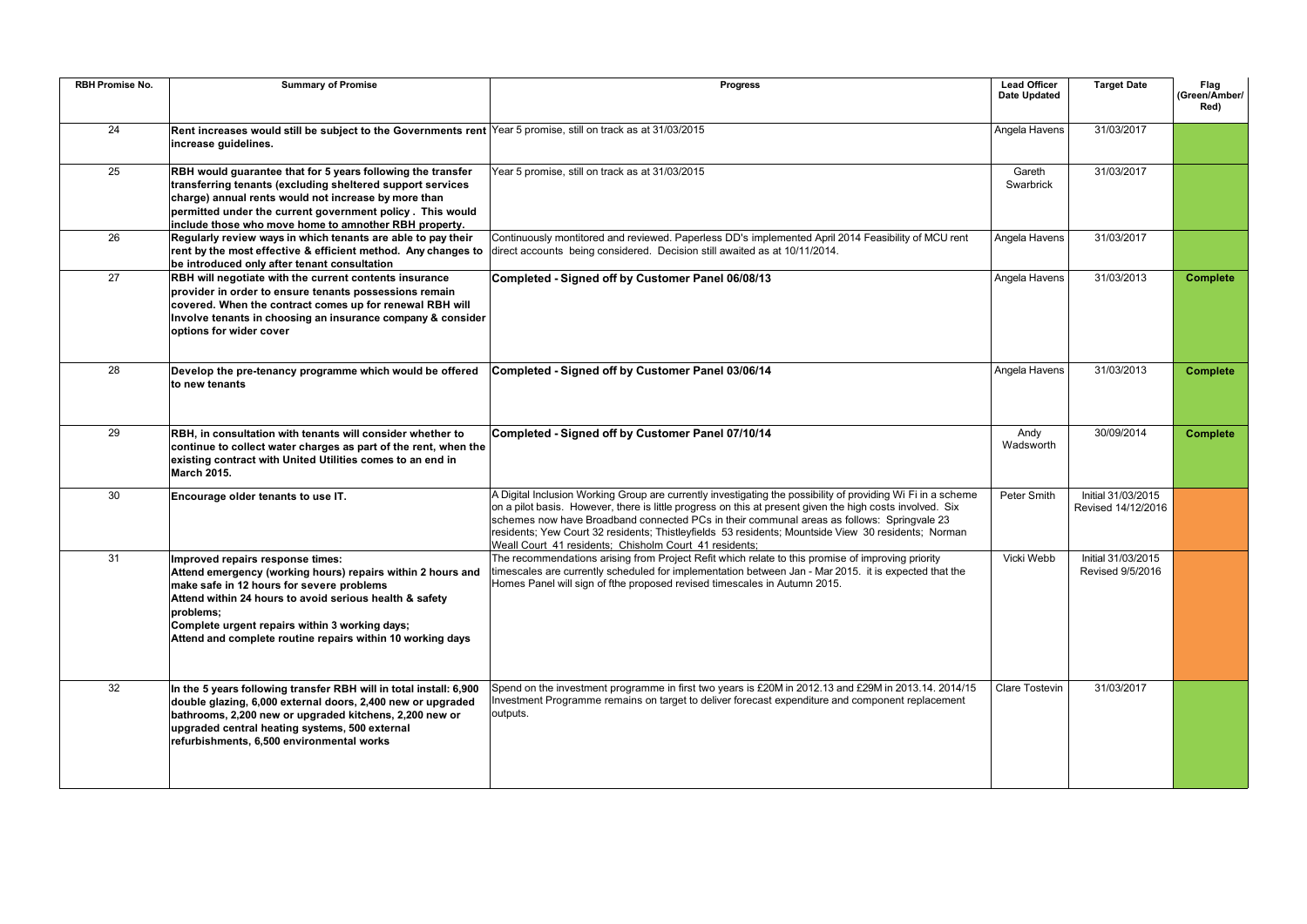| RBH Promise No. | Summary of Promise | Progress | Lead Officer Date Updated | Target Date | Flag (Green/Amber/ Red) |
| --- | --- | --- | --- | --- | --- |
| 24 | **Rent increases would still be subject to the Governments rent increase guidelines.** | Year 5 promise, still on track as at 31/03/2015 | Angela Havens | 31/03/2017 | |
| 25 | **RBH would guarantee that for 5 years following the transfer transferring tenants (excluding sheltered support services charge) annual rents would not increase by more than permitted under the current government policy . This would include those who move home to amnother RBH property.** | Year 5 promise, still on track as at 31/03/2015 | Gareth Swarbrick | 31/03/2017 | |
| 26 | **Regularly review ways in which tenants are able to pay their rent by the most effective & efficient method. Any changes to be introduced only after tenant consultation** | Continuously montitored and reviewed. Paperless DD's implemented April 2014 Feasibility of MCU rent direct accounts being considered. Decision still awaited as at 10/11/2014. | Angela Havens | 31/03/2017 | |
| 27 | **RBH will negotiate with the current contents insurance provider in order to ensure tenants possessions remain covered. When the contract comes up for renewal RBH will Involve tenants in choosing an insurance company & consider options for wider cover** | **Completed - Signed off by Customer Panel 06/08/13** | Angela Havens | 31/03/2013 | **Complete** |
| 28 | **Develop the pre-tenancy programme which would be offered to new tenants** | **Completed - Signed off by Customer Panel 03/06/14** | Angela Havens | 31/03/2013 | **Complete** |
| 29 | **RBH, in consultation with tenants will consider whether to continue to collect water charges as part of the rent, when the existing contract with United Utilities comes to an end in March 2015.** | **Completed - Signed off by Customer Panel 07/10/14** | Andy Wadsworth | 30/09/2014 | **Complete** |
| 30 | **Encourage older tenants to use IT.** | A Digital Inclusion Working Group are currently investigating the possibility of providing Wi Fi in a scheme on a pilot basis. However, there is little progress on this at present given the high costs involved. Six schemes now have Broadband connected PCs in their communal areas as follows: Springvale 23 residents; Yew Court 32 residents; Thistleyfields 53 residents; Mountside View 30 residents; Norman Weall Court 41 residents; Chisholm Court 41 residents; | Peter Smith | Initial 31/03/2015 Revised 14/12/2016 | |
| 31 | **Improved repairs response times: Attend emergency (working hours) repairs within 2 hours and make safe in 12 hours for severe problems Attend within 24 hours to avoid serious health & safety problems; Complete urgent repairs within 3 working days; Attend and complete routine repairs within 10 working days** | The recommendations arising from Project Refit which relate to this promise of improving priority timescales are currently scheduled for implementation between Jan - Mar 2015. it is expected that the Homes Panel will sign of fthe proposed revised timescales in Autumn 2015. | Vicki Webb | Initial 31/03/2015 Revised 9/5/2016 | |
| 32 | **In the 5 years following transfer RBH will in total install: 6,900 double glazing, 6,000 external doors, 2,400 new or upgraded bathrooms, 2,200 new or upgraded kitchens, 2,200 new or upgraded central heating systems, 500 external refurbishments, 6,500 environmental works** | Spend on the investment programme in first two years is £20M in 2012.13 and £29M in 2013.14. 2014/15 Investment Programme remains on target to deliver forecast expenditure and component replacement outputs. | Clare Tostevin | 31/03/2017 | |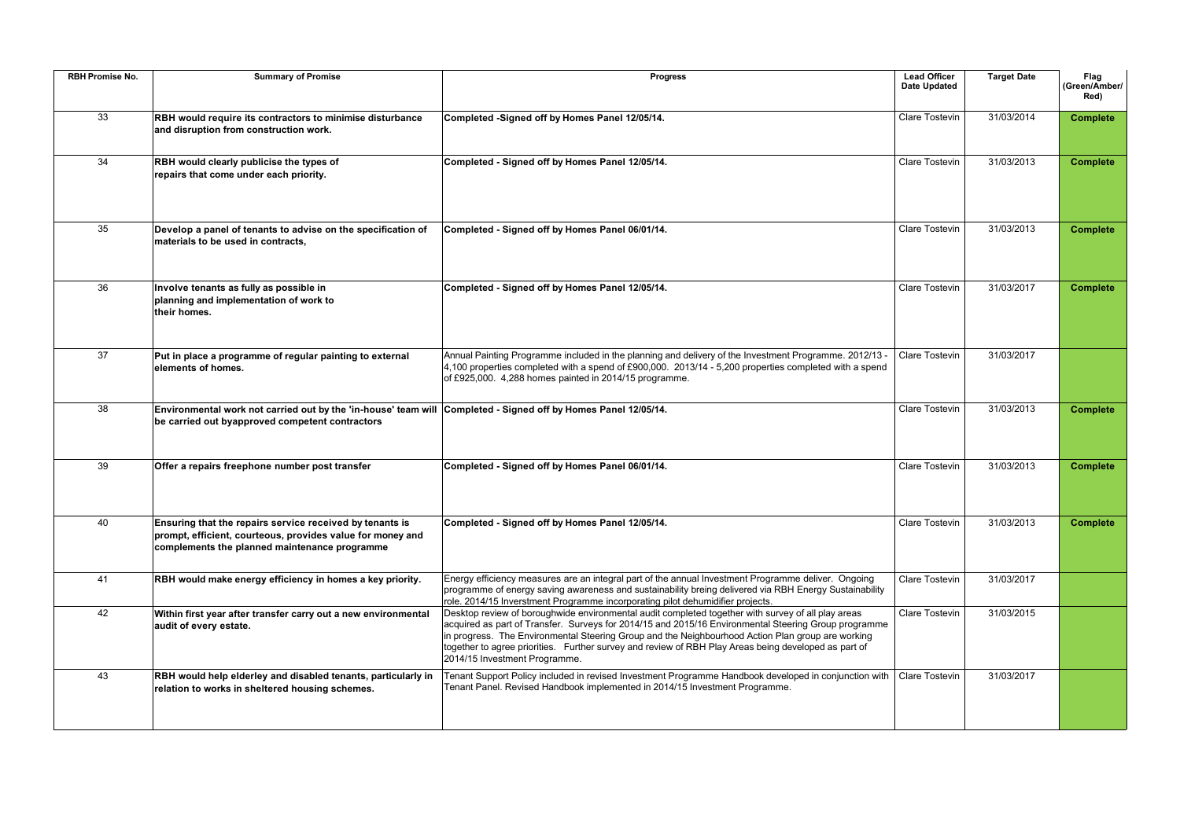| RBH Promise No. | Summary of Promise | Progress | Lead Officer Date Updated | Target Date | Flag (Green/Amber/ Red) |
|---|---|---|---|---|---|
| 33 | **RBH would require its contractors to minimise disturbance and disruption from construction work.** | **Completed -Signed off by Homes Panel 12/05/14.** | Clare Tostevin | 31/03/2014 | **Complete** |
| 34 | **RBH would clearly publicise the types of repairs that come under each priority.** | **Completed - Signed off by Homes Panel 12/05/14.** | Clare Tostevin | 31/03/2013 | **Complete** |
| 35 | **Develop a panel of tenants to advise on the specification of materials to be used in contracts,** | **Completed - Signed off by Homes Panel 06/01/14.** | Clare Tostevin | 31/03/2013 | **Complete** |
| 36 | **Involve tenants as fully as possible in planning and implementation of work to their homes.** | **Completed - Signed off by Homes Panel 12/05/14.** | Clare Tostevin | 31/03/2017 | **Complete** |
| 37 | **Put in place a programme of regular painting to external elements of homes.** | Annual Painting Programme included in the planning and delivery of the Investment Programme. 2012/13 - 4,100 properties completed with a spend of £900,000. 2013/14 - 5,200 properties completed with a spend of £925,000. 4,288 homes painted in 2014/15 programme. | Clare Tostevin | 31/03/2017 | |
| 38 | **Environmental work not carried out by the 'in-house' team will be carried out byapproved competent contractors** | **Completed - Signed off by Homes Panel 12/05/14.** | Clare Tostevin | 31/03/2013 | **Complete** |
| 39 | **Offer a repairs freephone number post transfer** | **Completed - Signed off by Homes Panel 06/01/14.** | Clare Tostevin | 31/03/2013 | **Complete** |
| 40 | **Ensuring that the repairs service received by tenants is prompt, efficient, courteous, provides value for money and complements the planned maintenance programme** | **Completed - Signed off by Homes Panel 12/05/14.** | Clare Tostevin | 31/03/2013 | **Complete** |
| 41 | **RBH would make energy efficiency in homes a key priority.** | Energy efficiency measures are an integral part of the annual Investment Programme deliver. Ongoing programme of energy saving awareness and sustainability breing delivered via RBH Energy Sustainability role. 2014/15 Inverstment Programme incorporating pilot dehumidifier projects. | Clare Tostevin | 31/03/2017 | |
| 42 | **Within first year after transfer carry out a new environmental audit of every estate.** | Desktop review of boroughwide environmental audit completed together with survey of all play areas acquired as part of Transfer. Surveys for 2014/15 and 2015/16 Environmental Steering Group programme in progress. The Environmental Steering Group and the Neighbourhood Action Plan group are working together to agree priorities. Further survey and review of RBH Play Areas being developed as part of 2014/15 Investment Programme. | Clare Tostevin | 31/03/2015 | |
| 43 | **RBH would help elderley and disabled tenants, particularly in relation to works in sheltered housing schemes.** | Tenant Support Policy included in revised Investment Programme Handbook developed in conjunction with Tenant Panel. Revised Handbook implemented in 2014/15 Investment Programme. | Clare Tostevin | 31/03/2017 | |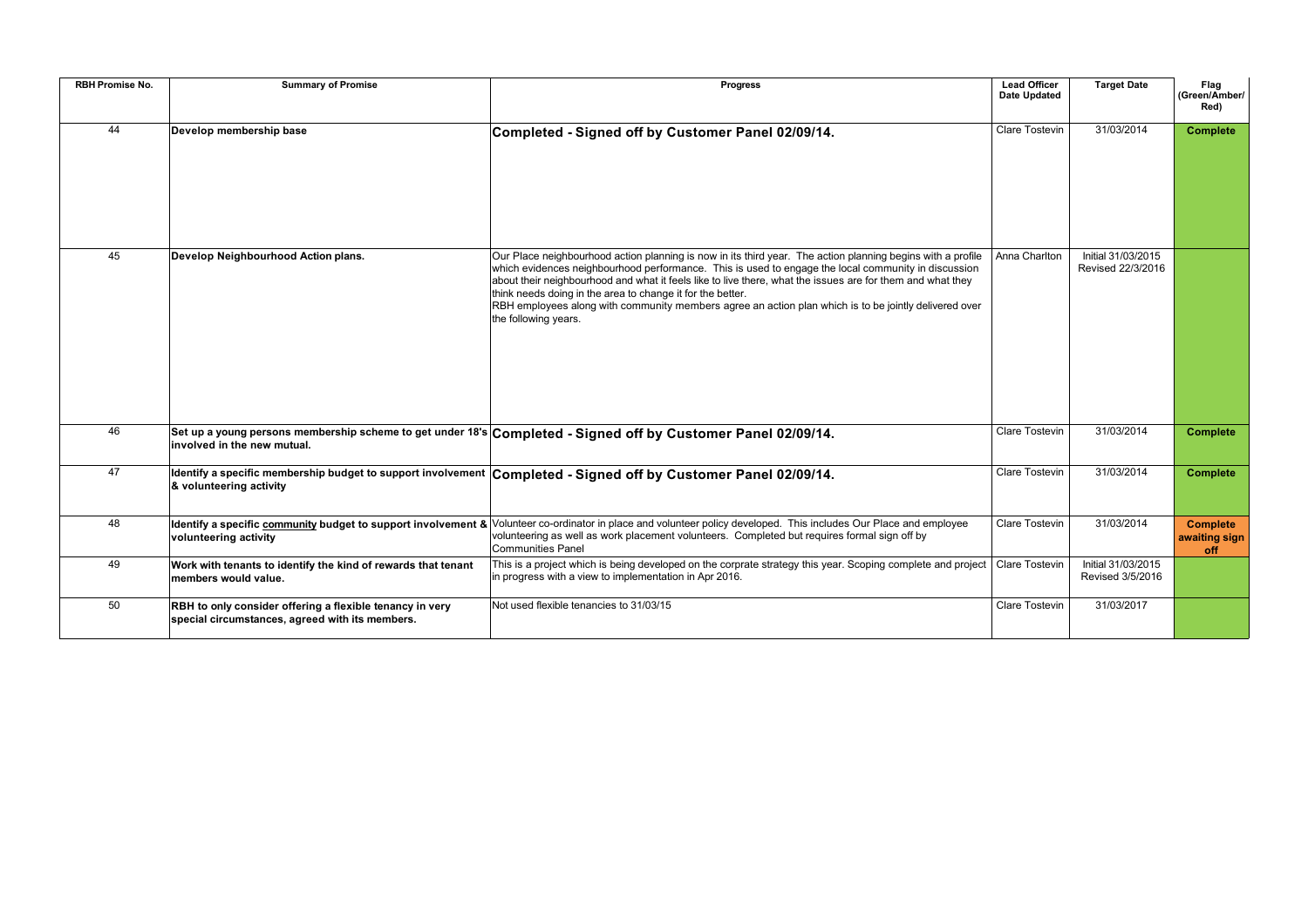| RBH Promise No. | Summary of Promise | Progress | Lead Officer Date Updated | Target Date | Flag (Green/Amber/ Red) |
|---|---|---|---|---|---|
| 44 | **Develop membership base** | **Completed - Signed off by Customer Panel 02/09/14.** | Clare Tostevin | 31/03/2014 | **Complete** |
| 45 | **Develop Neighbourhood Action plans.** | Our Place neighbourhood action planning is now in its third year. The action planning begins with a profile which evidences neighbourhood performance. This is used to engage the local community in discussion about their neighbourhood and what it feels like to live there, what the issues are for them and what they think needs doing in the area to change it for the better.<br>RBH employees along with community members agree an action plan which is to be jointly delivered over the following years. | Anna Charlton | Initial 31/03/2015<br>Revised 22/3/2016 | |
| 46 | **Set up a young persons membership scheme to get under 18's involved in the new mutual.** | **Completed - Signed off by Customer Panel 02/09/14.** | Clare Tostevin | 31/03/2014 | **Complete** |
| 47 | **Identify a specific membership budget to support involvement & volunteering activity** | **Completed - Signed off by Customer Panel 02/09/14.** | Clare Tostevin | 31/03/2014 | **Complete** |
| 48 | **Identify a specific community budget to support involvement & volunteering activity** | Volunteer co-ordinator in place and volunteer policy developed. This includes Our Place and employee volunteering as well as work placement volunteers. Completed but requires formal sign off by Communities Panel | Clare Tostevin | 31/03/2014 | **Complete awaiting sign off** |
| 49 | **Work with tenants to identify the kind of rewards that tenant members would value.** | This is a project which is being developed on the corprate strategy this year. Scoping complete and project in progress with a view to implementation in Apr 2016. | Clare Tostevin | Initial 31/03/2015<br>Revised 3/5/2016 | |
| 50 | **RBH to only consider offering a flexible tenancy in very special circumstances, agreed with its members.** | Not used flexible tenancies to 31/03/15 | Clare Tostevin | 31/03/2017 | |